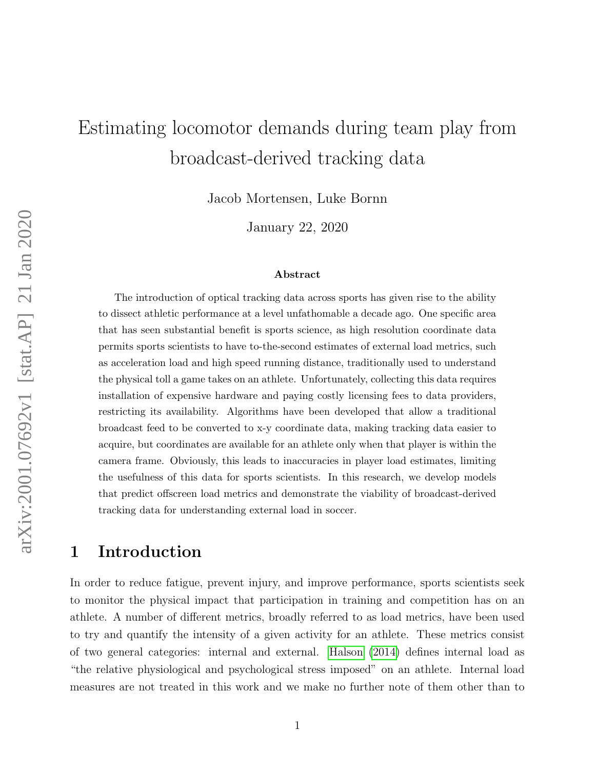# Estimating locomotor demands during team play from broadcast-derived tracking data

Jacob Mortensen, Luke Bornn

January 22, 2020

### Abstract

The introduction of optical tracking data across sports has given rise to the ability to dissect athletic performance at a level unfathomable a decade ago. One specific area that has seen substantial benefit is sports science, as high resolution coordinate data permits sports scientists to have to-the-second estimates of external load metrics, such as acceleration load and high speed running distance, traditionally used to understand the physical toll a game takes on an athlete. Unfortunately, collecting this data requires installation of expensive hardware and paying costly licensing fees to data providers, restricting its availability. Algorithms have been developed that allow a traditional broadcast feed to be converted to x-y coordinate data, making tracking data easier to acquire, but coordinates are available for an athlete only when that player is within the camera frame. Obviously, this leads to inaccuracies in player load estimates, limiting the usefulness of this data for sports scientists. In this research, we develop models that predict offscreen load metrics and demonstrate the viability of broadcast-derived tracking data for understanding external load in soccer.

## 1 Introduction

In order to reduce fatigue, prevent injury, and improve performance, sports scientists seek to monitor the physical impact that participation in training and competition has on an athlete. A number of different metrics, broadly referred to as load metrics, have been used to try and quantify the intensity of a given activity for an athlete. These metrics consist of two general categories: internal and external. Halson (2014) defines internal load as "the relative physiological and psychological stress imposed" on an athlete. Internal load measures are not treated in this work and we make no further note of them other than to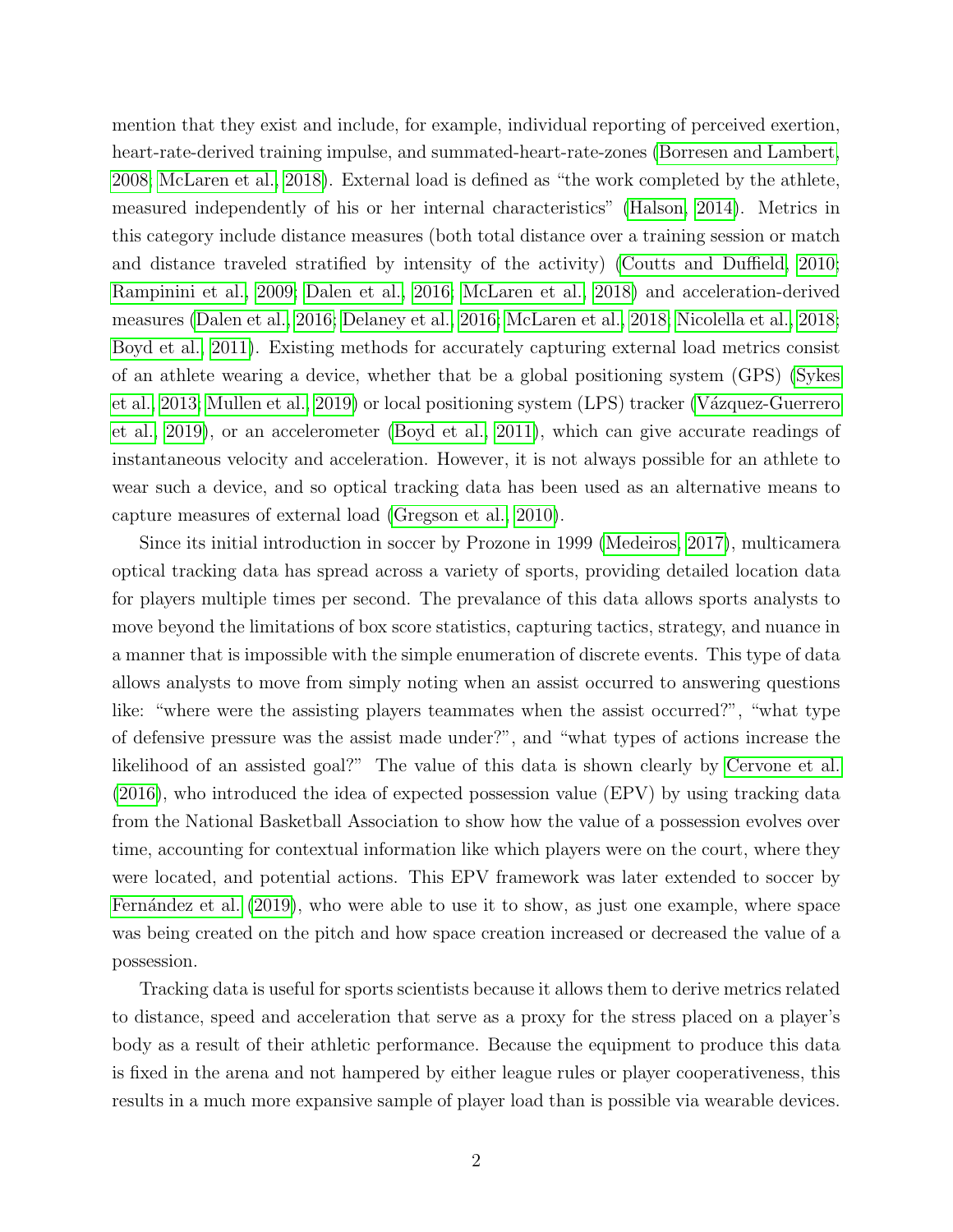mention that they exist and include, for example, individual reporting of perceived exertion, heart-rate-derived training impulse, and summated-heart-rate-zones (Borresen and Lambert, 2008; McLaren et al., 2018). External load is defined as "the work completed by the athlete, measured independently of his or her internal characteristics" (Halson, 2014). Metrics in this category include distance measures (both total distance over a training session or match and distance traveled stratified by intensity of the activity) (Coutts and Duffield, 2010; Rampinini et al., 2009; Dalen et al., 2016; McLaren et al., 2018) and acceleration-derived measures (Dalen et al., 2016; Delaney et al., 2016; McLaren et al., 2018; Nicolella et al., 2018; Boyd et al., 2011). Existing methods for accurately capturing external load metrics consist of an athlete wearing a device, whether that be a global positioning system (GPS) (Sykes et al., 2013; Mullen et al., 2019) or local positioning system (LPS) tracker (Vázquez-Guerrero et al., 2019), or an accelerometer (Boyd et al., 2011), which can give accurate readings of instantaneous velocity and acceleration. However, it is not always possible for an athlete to wear such a device, and so optical tracking data has been used as an alternative means to capture measures of external load (Gregson et al., 2010).

Since its initial introduction in soccer by Prozone in 1999 (Medeiros, 2017), multicamera optical tracking data has spread across a variety of sports, providing detailed location data for players multiple times per second. The prevalance of this data allows sports analysts to move beyond the limitations of box score statistics, capturing tactics, strategy, and nuance in a manner that is impossible with the simple enumeration of discrete events. This type of data allows analysts to move from simply noting when an assist occurred to answering questions like: "where were the assisting players teammates when the assist occurred?", "what type of defensive pressure was the assist made under?", and "what types of actions increase the likelihood of an assisted goal?" The value of this data is shown clearly by Cervone et al. (2016), who introduced the idea of expected possession value (EPV) by using tracking data from the National Basketball Association to show how the value of a possession evolves over time, accounting for contextual information like which players were on the court, where they were located, and potential actions. This EPV framework was later extended to soccer by Fernández et al. (2019), who were able to use it to show, as just one example, where space was being created on the pitch and how space creation increased or decreased the value of a possession.

Tracking data is useful for sports scientists because it allows them to derive metrics related to distance, speed and acceleration that serve as a proxy for the stress placed on a player's body as a result of their athletic performance. Because the equipment to produce this data is fixed in the arena and not hampered by either league rules or player cooperativeness, this results in a much more expansive sample of player load than is possible via wearable devices.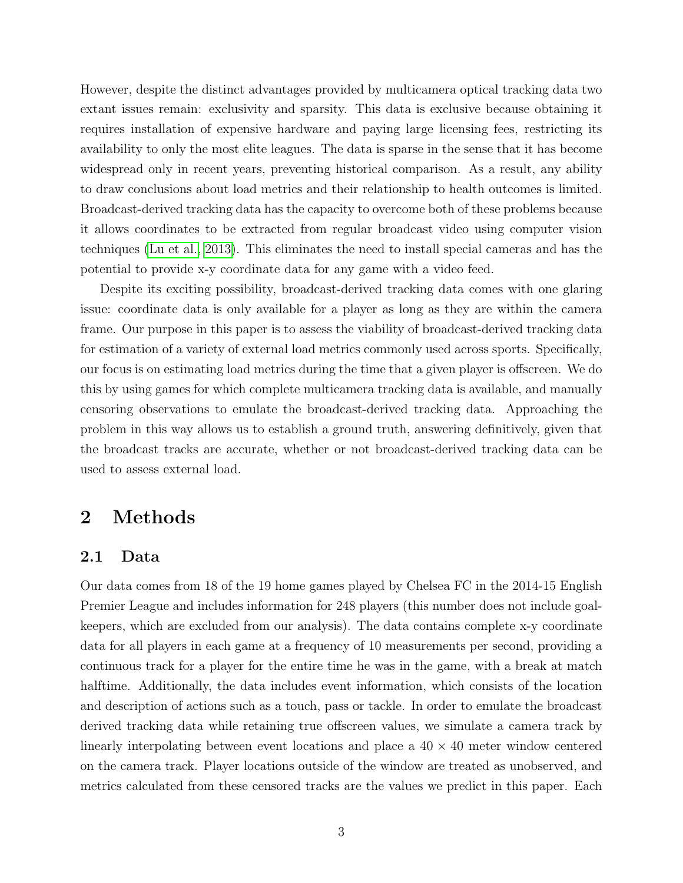However, despite the distinct advantages provided by multicamera optical tracking data two extant issues remain: exclusivity and sparsity. This data is exclusive because obtaining it requires installation of expensive hardware and paying large licensing fees, restricting its availability to only the most elite leagues. The data is sparse in the sense that it has become widespread only in recent years, preventing historical comparison. As a result, any ability to draw conclusions about load metrics and their relationship to health outcomes is limited. Broadcast-derived tracking data has the capacity to overcome both of these problems because it allows coordinates to be extracted from regular broadcast video using computer vision techniques (Lu et al., 2013). This eliminates the need to install special cameras and has the potential to provide x-y coordinate data for any game with a video feed.

Despite its exciting possibility, broadcast-derived tracking data comes with one glaring issue: coordinate data is only available for a player as long as they are within the camera frame. Our purpose in this paper is to assess the viability of broadcast-derived tracking data for estimation of a variety of external load metrics commonly used across sports. Specifically, our focus is on estimating load metrics during the time that a given player is offscreen. We do this by using games for which complete multicamera tracking data is available, and manually censoring observations to emulate the broadcast-derived tracking data. Approaching the problem in this way allows us to establish a ground truth, answering definitively, given that the broadcast tracks are accurate, whether or not broadcast-derived tracking data can be used to assess external load.

# 2 Methods

## 2.1 Data

Our data comes from 18 of the 19 home games played by Chelsea FC in the 2014-15 English Premier League and includes information for 248 players (this number does not include goalkeepers, which are excluded from our analysis). The data contains complete x-y coordinate data for all players in each game at a frequency of 10 measurements per second, providing a continuous track for a player for the entire time he was in the game, with a break at match halftime. Additionally, the data includes event information, which consists of the location and description of actions such as a touch, pass or tackle. In order to emulate the broadcast derived tracking data while retaining true offscreen values, we simulate a camera track by linearly interpolating between event locations and place a $40 \times 40$ meter window centered on the camera track. Player locations outside of the window are treated as unobserved, and metrics calculated from these censored tracks are the values we predict in this paper. Each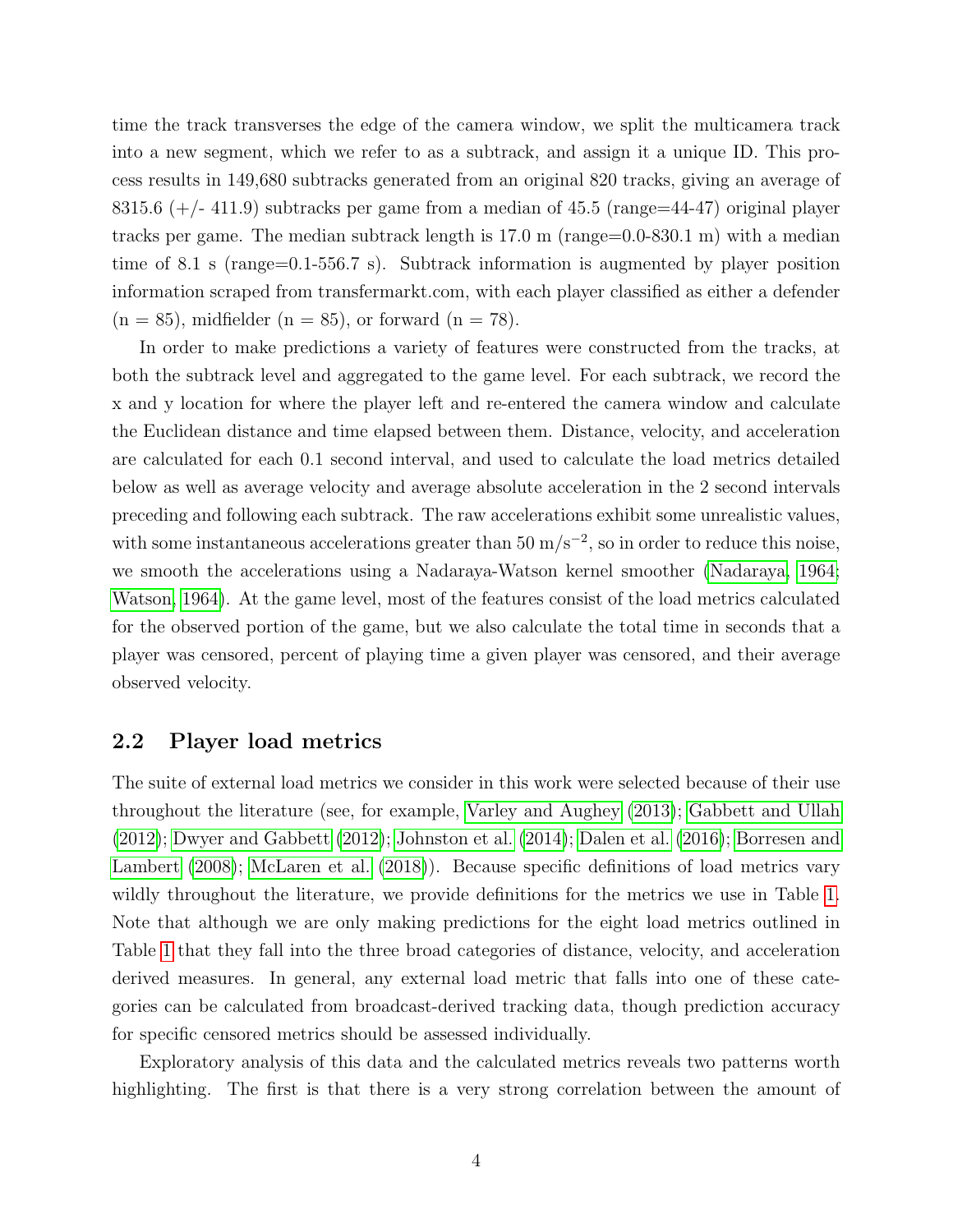time the track transverses the edge of the camera window, we split the multicamera track into a new segment, which we refer to as a subtrack, and assign it a unique ID. This process results in 149,680 subtracks generated from an original 820 tracks, giving an average of 8315.6 (+/- 411.9) subtracks per game from a median of 45.5 (range=44-47) original player tracks per game. The median subtrack length is 17.0 m (range=0.0-830.1 m) with a median time of 8.1 s (range=0.1-556.7 s). Subtrack information is augmented by player position information scraped from transfermarkt.com, with each player classified as either a defender (n = 85), midfielder (n = 85), or forward (n = 78).

In order to make predictions a variety of features were constructed from the tracks, at both the subtrack level and aggregated to the game level. For each subtrack, we record the x and y location for where the player left and re-entered the camera window and calculate the Euclidean distance and time elapsed between them. Distance, velocity, and acceleration are calculated for each 0.1 second interval, and used to calculate the load metrics detailed below as well as average velocity and average absolute acceleration in the 2 second intervals preceding and following each subtrack. The raw accelerations exhibit some unrealistic values, with some instantaneous accelerations greater than 50 $\mathrm{m/s^{-2}}$, so in order to reduce this noise, we smooth the accelerations using a Nadaraya-Watson kernel smoother (Nadaraya, 1964; Watson, 1964). At the game level, most of the features consist of the load metrics calculated for the observed portion of the game, but we also calculate the total time in seconds that a player was censored, percent of playing time a given player was censored, and their average observed velocity.

## 2.2 Player load metrics

The suite of external load metrics we consider in this work were selected because of their use throughout the literature (see, for example, Varley and Aughey (2013); Gabbett and Ullah (2012); Dwyer and Gabbett (2012); Johnston et al. (2014); Dalen et al. (2016); Borresen and Lambert (2008); McLaren et al. (2018)). Because specific definitions of load metrics vary wildly throughout the literature, we provide definitions for the metrics we use in Table 1. Note that although we are only making predictions for the eight load metrics outlined in Table 1 that they fall into the three broad categories of distance, velocity, and acceleration derived measures. In general, any external load metric that falls into one of these categories can be calculated from broadcast-derived tracking data, though prediction accuracy for specific censored metrics should be assessed individually.

Exploratory analysis of this data and the calculated metrics reveals two patterns worth highlighting. The first is that there is a very strong correlation between the amount of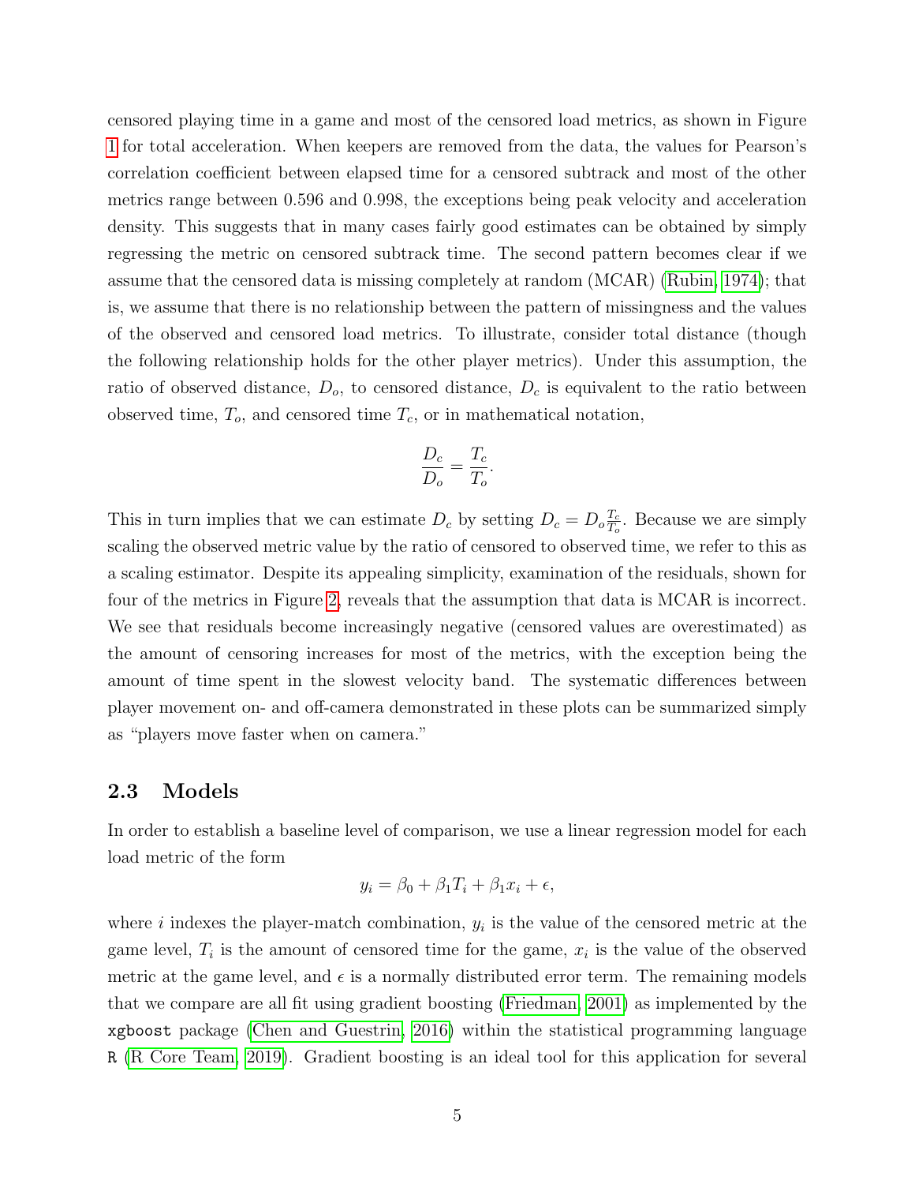censored playing time in a game and most of the censored load metrics, as shown in Figure 1 for total acceleration. When keepers are removed from the data, the values for Pearson's correlation coefficient between elapsed time for a censored subtrack and most of the other metrics range between 0.596 and 0.998, the exceptions being peak velocity and acceleration density. This suggests that in many cases fairly good estimates can be obtained by simply regressing the metric on censored subtrack time. The second pattern becomes clear if we assume that the censored data is missing completely at random (MCAR) (Rubin, 1974); that is, we assume that there is no relationship between the pattern of missingness and the values of the observed and censored load metrics. To illustrate, consider total distance (though the following relationship holds for the other player metrics). Under this assumption, the ratio of observed distance, $D_o$, to censored distance, $D_c$ is equivalent to the ratio between observed time, $T_o$, and censored time $T_c$, or in mathematical notation,

$$\frac{D_c}{D_o} = \frac{T_c}{T_o}.$$

This in turn implies that we can estimate $D_c$ by setting $D_c = D_o \frac{T_c}{T_o}$. Because we are simply scaling the observed metric value by the ratio of censored to observed time, we refer to this as a scaling estimator. Despite its appealing simplicity, examination of the residuals, shown for four of the metrics in Figure 2, reveals that the assumption that data is MCAR is incorrect. We see that residuals become increasingly negative (censored values are overestimated) as the amount of censoring increases for most of the metrics, with the exception being the amount of time spent in the slowest velocity band. The systematic differences between player movement on- and off-camera demonstrated in these plots can be summarized simply as "players move faster when on camera."

## 2.3 Models

In order to establish a baseline level of comparison, we use a linear regression model for each load metric of the form

$$y_i = \beta_0 + \beta_1 T_i + \beta_1 x_i + \epsilon,$$

where $i$ indexes the player-match combination, $y_i$ is the value of the censored metric at the game level, $T_i$ is the amount of censored time for the game, $x_i$ is the value of the observed metric at the game level, and $\epsilon$ is a normally distributed error term. The remaining models that we compare are all fit using gradient boosting (Friedman, 2001) as implemented by the `xgboost` package (Chen and Guestrin, 2016) within the statistical programming language `R` (R Core Team, 2019). Gradient boosting is an ideal tool for this application for several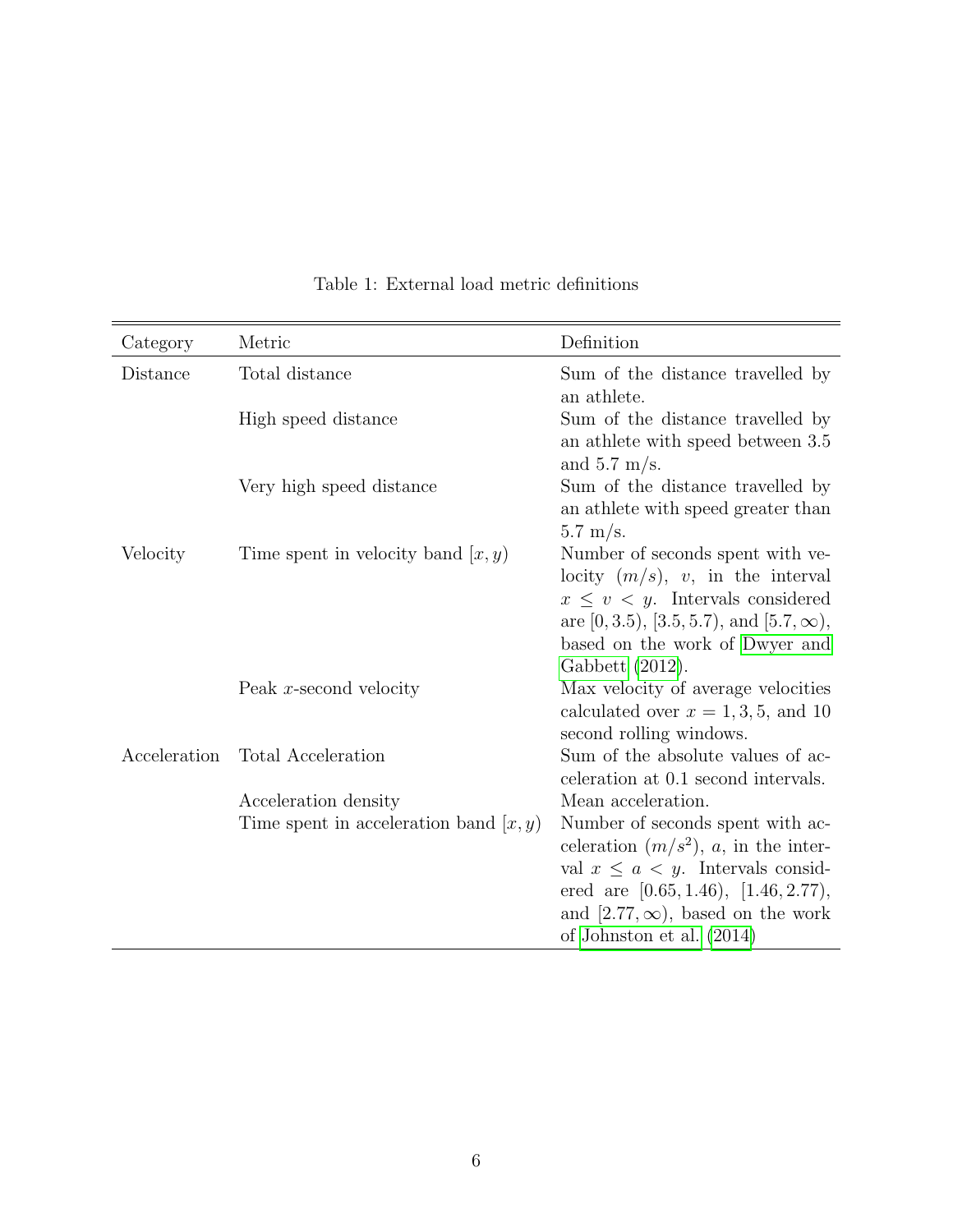Table 1: External load metric definitions

| Category | Metric | Definition |
|---|---|---|
| Distance | Total distance | Sum of the distance travelled by an athlete. |
| | High speed distance | Sum of the distance travelled by an athlete with speed between 3.5 and 5.7 m/s. |
| | Very high speed distance | Sum of the distance travelled by an athlete with speed greater than 5.7 m/s. |
| Velocity | Time spent in velocity band $[x, y)$ | Number of seconds spent with velocity $(m/s)$, $v$, in the interval $x \leq v < y$. Intervals considered are $[0, 3.5)$, $[3.5, 5.7)$, and $[5.7, \infty)$, based on the work of Dwyer and Gabbett (2012). |
| | Peak $x$-second velocity | Max velocity of average velocities calculated over $x = 1, 3, 5$, and 10 second rolling windows. |
| Acceleration | Total Acceleration | Sum of the absolute values of acceleration at 0.1 second intervals. |
| | Acceleration density | Mean acceleration. |
| | Time spent in acceleration band $[x, y)$ | Number of seconds spent with acceleration $(m/s^2)$, $a$, in the interval $x \leq a < y$. Intervals considered are $[0.65, 1.46)$, $[1.46, 2.77)$, and $[2.77, \infty)$, based on the work of Johnston et al. (2014) |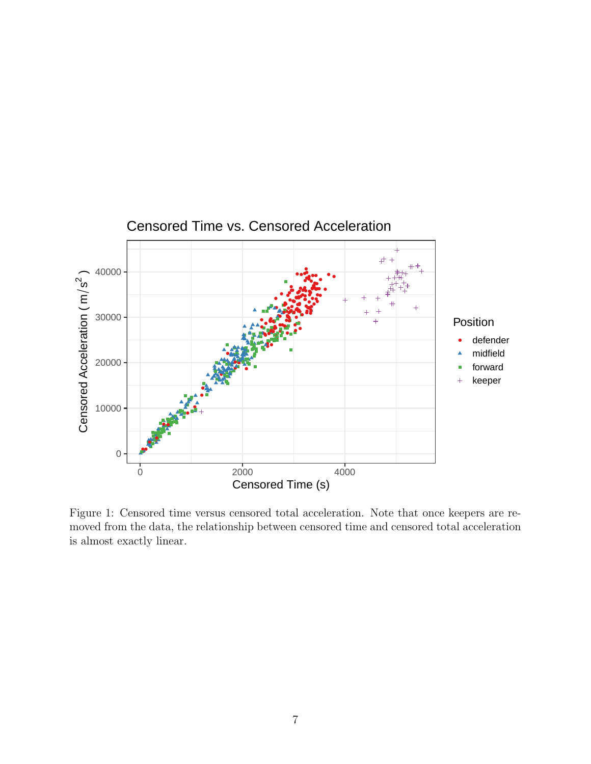Figure 1: Censored time versus censored total acceleration. Note that once keepers are removed from the data, the relationship between censored time and censored total acceleration is almost exactly linear.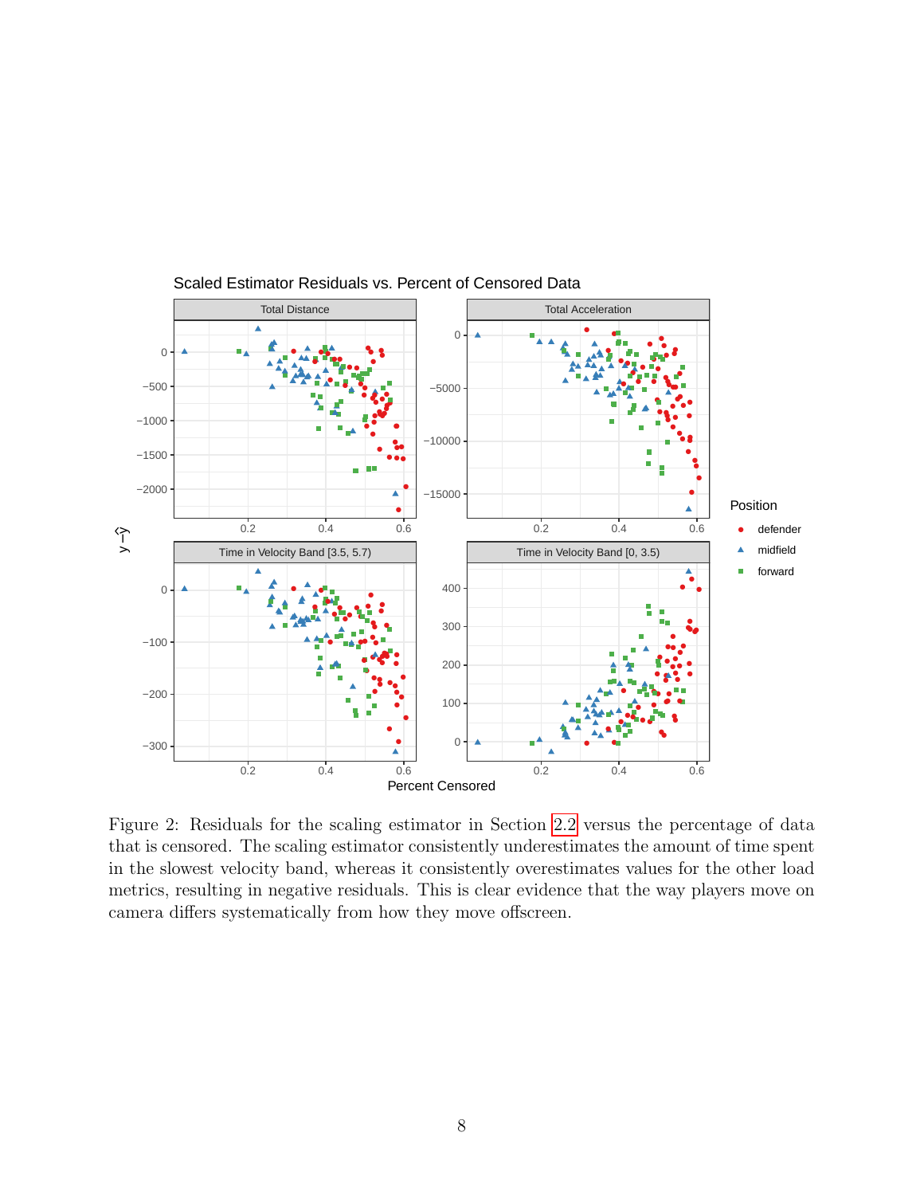Figure 2: Residuals for the scaling estimator in Section 2.2 versus the percentage of data that is censored. The scaling estimator consistently underestimates the amount of time spent in the slowest velocity band, whereas it consistently overestimates values for the other load metrics, resulting in negative residuals. This is clear evidence that the way players move on camera differs systematically from how they move offscreen.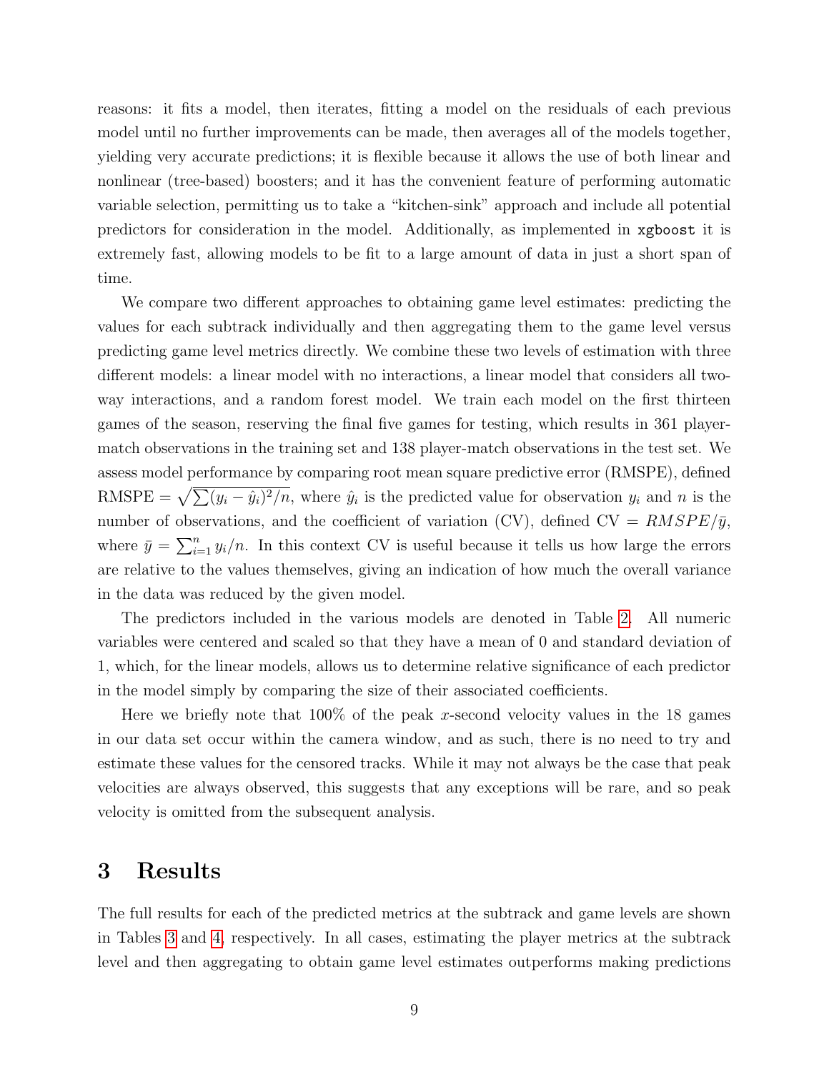reasons: it fits a model, then iterates, fitting a model on the residuals of each previous model until no further improvements can be made, then averages all of the models together, yielding very accurate predictions; it is flexible because it allows the use of both linear and nonlinear (tree-based) boosters; and it has the convenient feature of performing automatic variable selection, permitting us to take a "kitchen-sink" approach and include all potential predictors for consideration in the model. Additionally, as implemented in `xgboost` it is extremely fast, allowing models to be fit to a large amount of data in just a short span of time.

We compare two different approaches to obtaining game level estimates: predicting the values for each subtrack individually and then aggregating them to the game level versus predicting game level metrics directly. We combine these two levels of estimation with three different models: a linear model with no interactions, a linear model that considers all two-way interactions, and a random forest model. We train each model on the first thirteen games of the season, reserving the final five games for testing, which results in 361 player-match observations in the training set and 138 player-match observations in the test set. We assess model performance by comparing root mean square predictive error (RMSPE), defined RMSPE $= \sqrt{\sum(y_i - \hat{y}_i)^2/n}$, where $\hat{y}_i$ is the predicted value for observation $y_i$ and $n$ is the number of observations, and the coefficient of variation (CV), defined CV $= RMSPE/\bar{y}$, where $\bar{y} = \sum_{i=1}^{n} y_i/n$. In this context CV is useful because it tells us how large the errors are relative to the values themselves, giving an indication of how much the overall variance in the data was reduced by the given model.

The predictors included in the various models are denoted in Table 2. All numeric variables were centered and scaled so that they have a mean of 0 and standard deviation of 1, which, for the linear models, allows us to determine relative significance of each predictor in the model simply by comparing the size of their associated coefficients.

Here we briefly note that 100% of the peak $x$-second velocity values in the 18 games in our data set occur within the camera window, and as such, there is no need to try and estimate these values for the censored tracks. While it may not always be the case that peak velocities are always observed, this suggests that any exceptions will be rare, and so peak velocity is omitted from the subsequent analysis.

# 3 Results

The full results for each of the predicted metrics at the subtrack and game levels are shown in Tables 3 and 4, respectively. In all cases, estimating the player metrics at the subtrack level and then aggregating to obtain game level estimates outperforms making predictions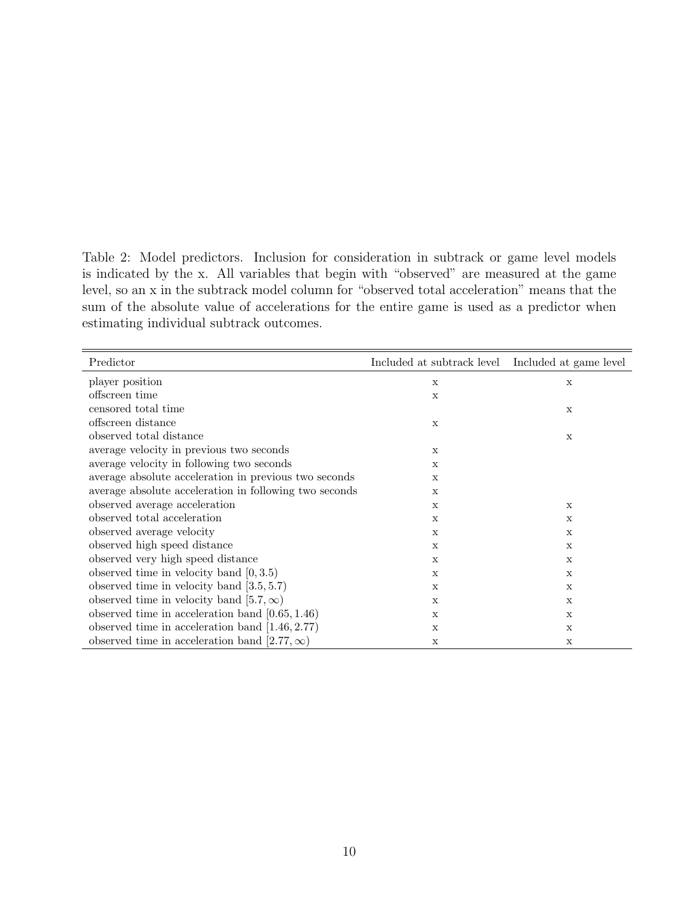Table 2: Model predictors. Inclusion for consideration in subtrack or game level models is indicated by the x. All variables that begin with "observed" are measured at the game level, so an x in the subtrack model column for "observed total acceleration" means that the sum of the absolute value of accelerations for the entire game is used as a predictor when estimating individual subtrack outcomes.

| Predictor | Included at subtrack level | Included at game level |
|---|---|---|
| player position | x | x |
| offscreen time | x | |
| censored total time | | x |
| offscreen distance | x | |
| observed total distance | | x |
| average velocity in previous two seconds | x | |
| average velocity in following two seconds | x | |
| average absolute acceleration in previous two seconds | x | |
| average absolute acceleration in following two seconds | x | |
| observed average acceleration | x | x |
| observed total acceleration | x | x |
| observed average velocity | x | x |
| observed high speed distance | x | x |
| observed very high speed distance | x | x |
| observed time in velocity band $[0, 3.5)$ | x | x |
| observed time in velocity band $[3.5, 5.7)$ | x | x |
| observed time in velocity band $[5.7, \infty)$ | x | x |
| observed time in acceleration band $[0.65, 1.46)$ | x | x |
| observed time in acceleration band $[1.46, 2.77)$ | x | x |
| observed time in acceleration band $[2.77, \infty)$ | x | x |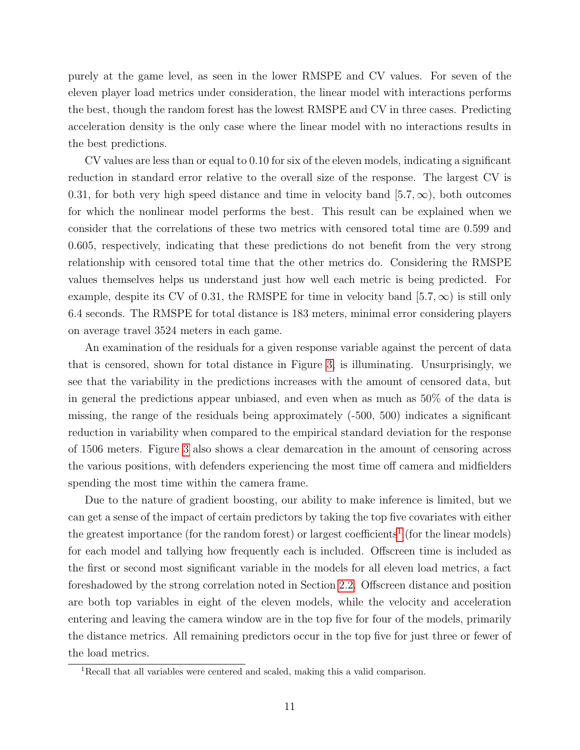purely at the game level, as seen in the lower RMSPE and CV values. For seven of the eleven player load metrics under consideration, the linear model with interactions performs the best, though the random forest has the lowest RMSPE and CV in three cases. Predicting acceleration density is the only case where the linear model with no interactions results in the best predictions.

CV values are less than or equal to 0.10 for six of the eleven models, indicating a significant reduction in standard error relative to the overall size of the response. The largest CV is 0.31, for both very high speed distance and time in velocity band $[5.7, \infty)$, both outcomes for which the nonlinear model performs the best. This result can be explained when we consider that the correlations of these two metrics with censored total time are 0.599 and 0.605, respectively, indicating that these predictions do not benefit from the very strong relationship with censored total time that the other metrics do. Considering the RMSPE values themselves helps us understand just how well each metric is being predicted. For example, despite its CV of 0.31, the RMSPE for time in velocity band $[5.7, \infty)$ is still only 6.4 seconds. The RMSPE for total distance is 183 meters, minimal error considering players on average travel 3524 meters in each game.

An examination of the residuals for a given response variable against the percent of data that is censored, shown for total distance in Figure 3, is illuminating. Unsurprisingly, we see that the variability in the predictions increases with the amount of censored data, but in general the predictions appear unbiased, and even when as much as 50% of the data is missing, the range of the residuals being approximately (-500, 500) indicates a significant reduction in variability when compared to the empirical standard deviation for the response of 1506 meters. Figure 3 also shows a clear demarcation in the amount of censoring across the various positions, with defenders experiencing the most time off camera and midfielders spending the most time within the camera frame.

Due to the nature of gradient boosting, our ability to make inference is limited, but we can get a sense of the impact of certain predictors by taking the top five covariates with either the greatest importance (for the random forest) or largest coefficients[1] (for the linear models) for each model and tallying how frequently each is included. Offscreen time is included as the first or second most significant variable in the models for all eleven load metrics, a fact foreshadowed by the strong correlation noted in Section 2.2. Offscreen distance and position are both top variables in eight of the eleven models, while the velocity and acceleration entering and leaving the camera window are in the top five for four of the models, primarily the distance metrics. All remaining predictors occur in the top five for just three or fewer of the load metrics.

[1]Recall that all variables were centered and scaled, making this a valid comparison.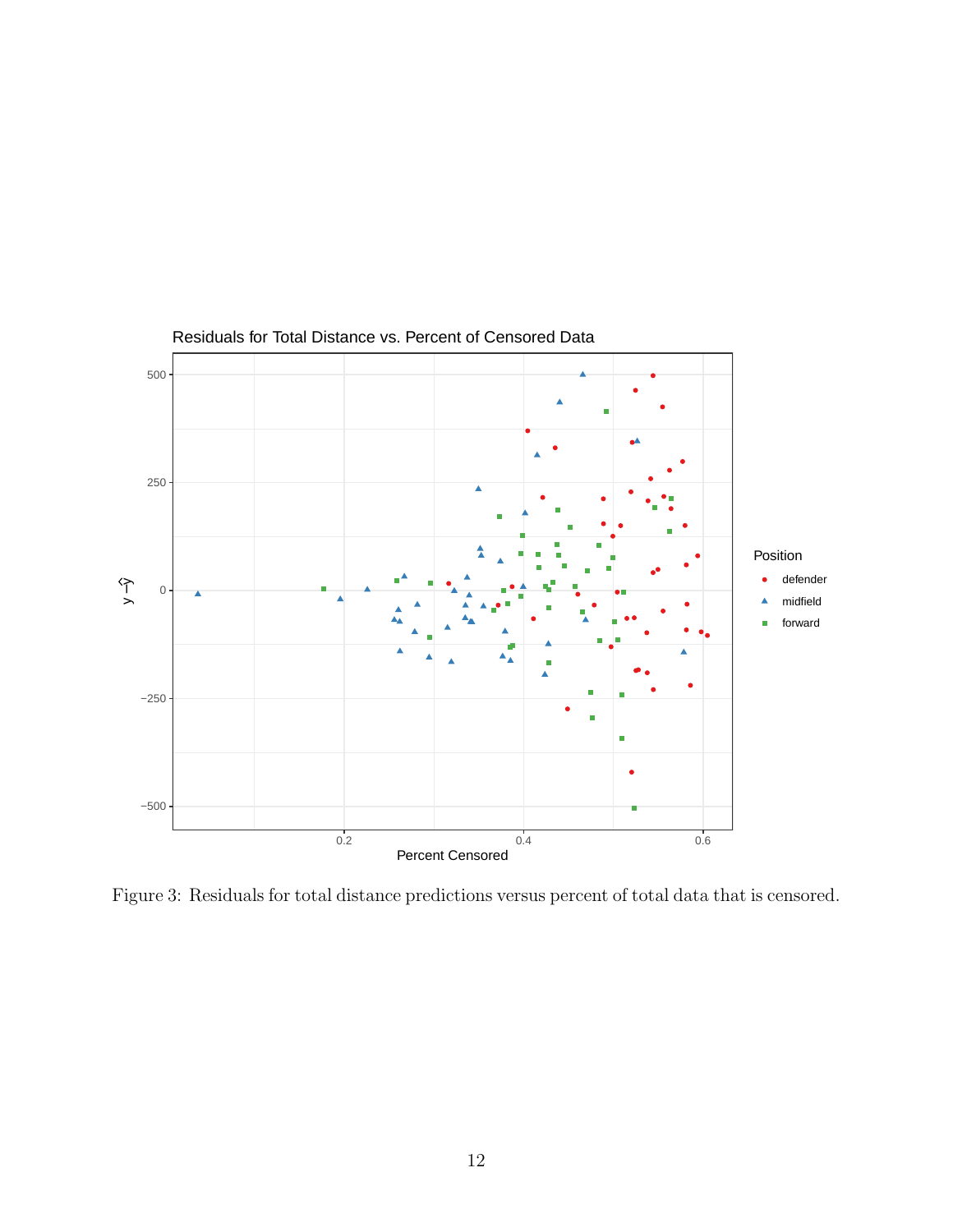Figure 3: Residuals for total distance predictions versus percent of total data that is censored.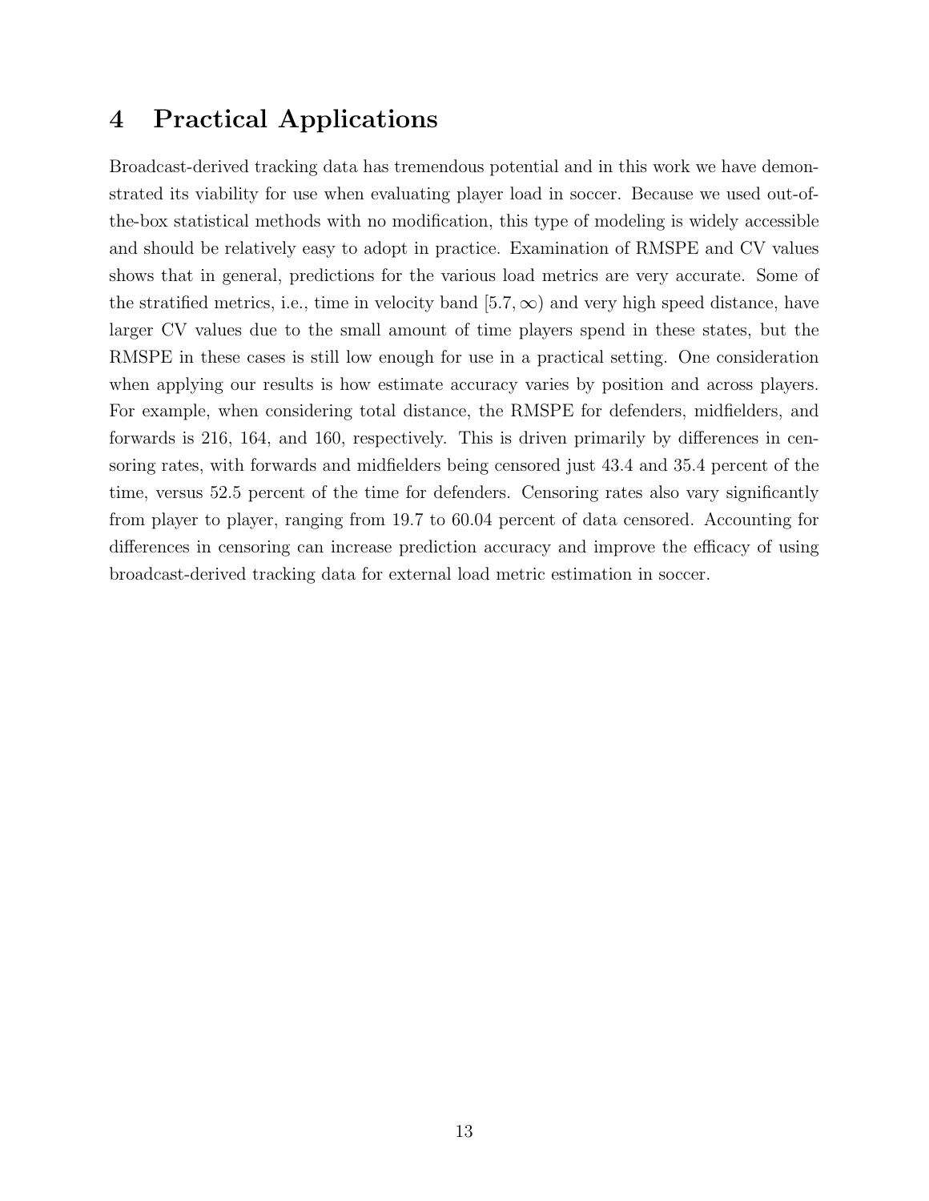## 4 Practical Applications

Broadcast-derived tracking data has tremendous potential and in this work we have demonstrated its viability for use when evaluating player load in soccer. Because we used out-of-the-box statistical methods with no modification, this type of modeling is widely accessible and should be relatively easy to adopt in practice. Examination of RMSPE and CV values shows that in general, predictions for the various load metrics are very accurate. Some of the stratified metrics, i.e., time in velocity band $[5.7, \infty)$ and very high speed distance, have larger CV values due to the small amount of time players spend in these states, but the RMSPE in these cases is still low enough for use in a practical setting. One consideration when applying our results is how estimate accuracy varies by position and across players. For example, when considering total distance, the RMSPE for defenders, midfielders, and forwards is 216, 164, and 160, respectively. This is driven primarily by differences in censoring rates, with forwards and midfielders being censored just 43.4 and 35.4 percent of the time, versus 52.5 percent of the time for defenders. Censoring rates also vary significantly from player to player, ranging from 19.7 to 60.04 percent of data censored. Accounting for differences in censoring can increase prediction accuracy and improve the efficacy of using broadcast-derived tracking data for external load metric estimation in soccer.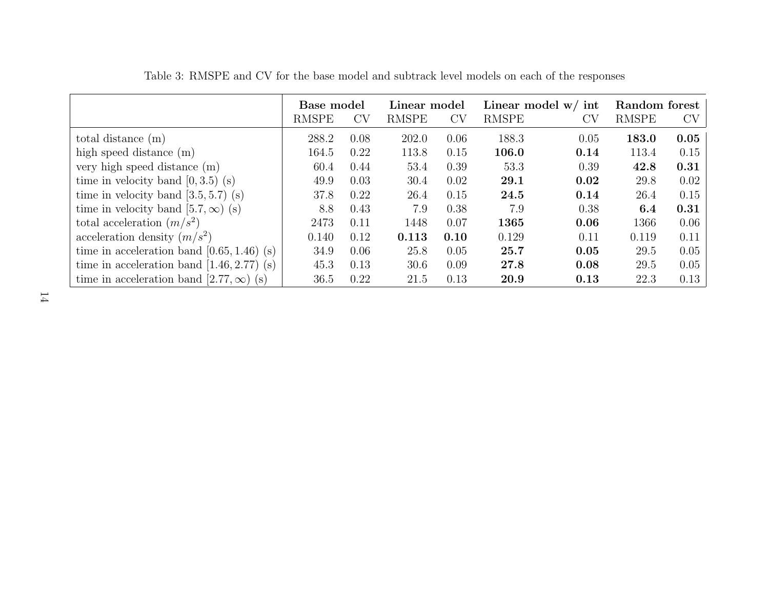Table 3: RMSPE and CV for the base model and subtrack level models on each of the responses

| | **Base model** | | **Linear model** | | **Linear model w/ int** | | **Random forest** | |
|---|---|---|---|---|---|---|---|---|
| | RMSPE | CV | RMSPE | CV | RMSPE | CV | RMSPE | CV |
| total distance (m) | 288.2 | 0.08 | 202.0 | 0.06 | 188.3 | 0.05 | **183.0** | **0.05** |
| high speed distance (m) | 164.5 | 0.22 | 113.8 | 0.15 | **106.0** | **0.14** | 113.4 | 0.15 |
| very high speed distance (m) | 60.4 | 0.44 | 53.4 | 0.39 | 53.3 | 0.39 | **42.8** | **0.31** |
| time in velocity band $[0, 3.5)$ (s) | 49.9 | 0.03 | 30.4 | 0.02 | **29.1** | **0.02** | 29.8 | 0.02 |
| time in velocity band $[3.5, 5.7)$ (s) | 37.8 | 0.22 | 26.4 | 0.15 | **24.5** | **0.14** | 26.4 | 0.15 |
| time in velocity band $[5.7, \infty)$ (s) | 8.8 | 0.43 | 7.9 | 0.38 | 7.9 | 0.38 | **6.4** | **0.31** |
| total acceleration ($m/s^2$) | 2473 | 0.11 | 1448 | 0.07 | **1365** | **0.06** | 1366 | 0.06 |
| acceleration density ($m/s^2$) | 0.140 | 0.12 | **0.113** | **0.10** | 0.129 | 0.11 | 0.119 | 0.11 |
| time in acceleration band $[0.65, 1.46)$ (s) | 34.9 | 0.06 | 25.8 | 0.05 | **25.7** | **0.05** | 29.5 | 0.05 |
| time in acceleration band $[1.46, 2.77)$ (s) | 45.3 | 0.13 | 30.6 | 0.09 | **27.8** | **0.08** | 29.5 | 0.05 |
| time in acceleration band $[2.77, \infty)$ (s) | 36.5 | 0.22 | 21.5 | 0.13 | **20.9** | **0.13** | 22.3 | 0.13 |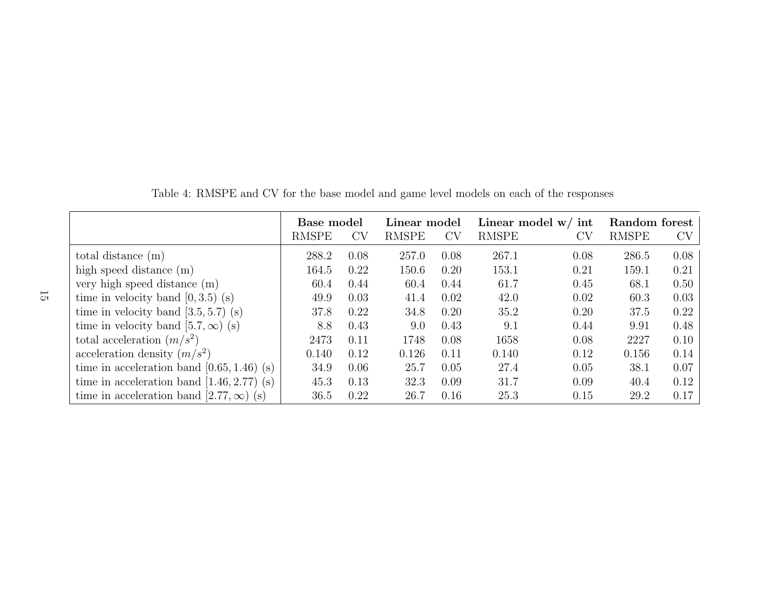Table 4: RMSPE and CV for the base model and game level models on each of the responses

| | **Base model** | | **Linear model** | | **Linear model w/ int** | | **Random forest** | |
|---|---|---|---|---|---|---|---|---|
| | RMSPE | CV | RMSPE | CV | RMSPE | CV | RMSPE | CV |
| total distance (m) | 288.2 | 0.08 | 257.0 | 0.08 | 267.1 | 0.08 | 286.5 | 0.08 |
| high speed distance (m) | 164.5 | 0.22 | 150.6 | 0.20 | 153.1 | 0.21 | 159.1 | 0.21 |
| very high speed distance (m) | 60.4 | 0.44 | 60.4 | 0.44 | 61.7 | 0.45 | 68.1 | 0.50 |
| time in velocity band $[0, 3.5)$ (s) | 49.9 | 0.03 | 41.4 | 0.02 | 42.0 | 0.02 | 60.3 | 0.03 |
| time in velocity band $[3.5, 5.7)$ (s) | 37.8 | 0.22 | 34.8 | 0.20 | 35.2 | 0.20 | 37.5 | 0.22 |
| time in velocity band $[5.7, \infty)$ (s) | 8.8 | 0.43 | 9.0 | 0.43 | 9.1 | 0.44 | 9.91 | 0.48 |
| total acceleration $(m/s^2)$ | 2473 | 0.11 | 1748 | 0.08 | 1658 | 0.08 | 2227 | 0.10 |
| acceleration density $(m/s^2)$ | 0.140 | 0.12 | 0.126 | 0.11 | 0.140 | 0.12 | 0.156 | 0.14 |
| time in acceleration band $[0.65, 1.46)$ (s) | 34.9 | 0.06 | 25.7 | 0.05 | 27.4 | 0.05 | 38.1 | 0.07 |
| time in acceleration band $[1.46, 2.77)$ (s) | 45.3 | 0.13 | 32.3 | 0.09 | 31.7 | 0.09 | 40.4 | 0.12 |
| time in acceleration band $[2.77, \infty)$ (s) | 36.5 | 0.22 | 26.7 | 0.16 | 25.3 | 0.15 | 29.2 | 0.17 |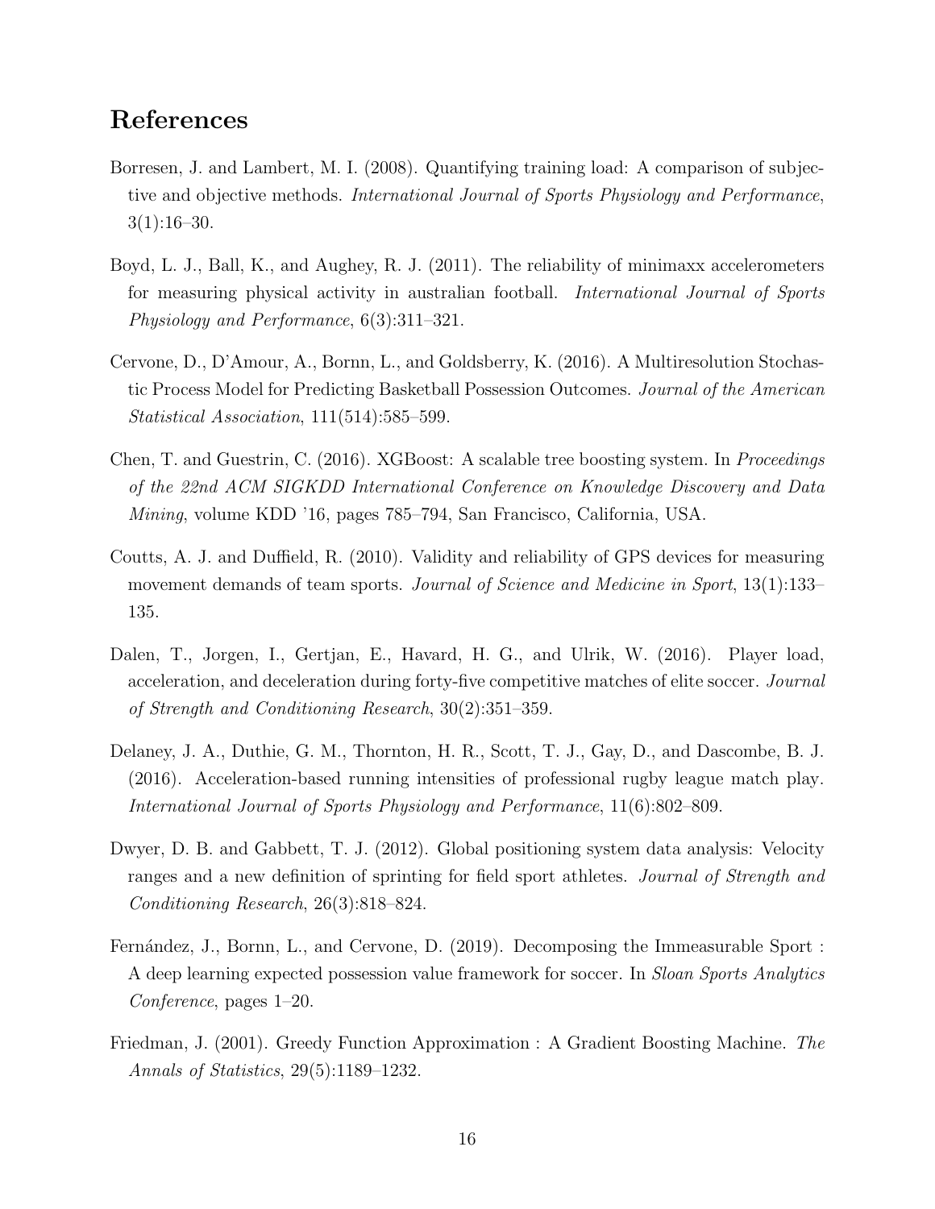# References

Borresen, J. and Lambert, M. I. (2008). Quantifying training load: A comparison of subjective and objective methods. *International Journal of Sports Physiology and Performance*, 3(1):16–30.

Boyd, L. J., Ball, K., and Aughey, R. J. (2011). The reliability of minimaxx accelerometers for measuring physical activity in australian football. *International Journal of Sports Physiology and Performance*, 6(3):311–321.

Cervone, D., D'Amour, A., Bornn, L., and Goldsberry, K. (2016). A Multiresolution Stochastic Process Model for Predicting Basketball Possession Outcomes. *Journal of the American Statistical Association*, 111(514):585–599.

Chen, T. and Guestrin, C. (2016). XGBoost: A scalable tree boosting system. In *Proceedings of the 22nd ACM SIGKDD International Conference on Knowledge Discovery and Data Mining*, volume KDD '16, pages 785–794, San Francisco, California, USA.

Coutts, A. J. and Duffield, R. (2010). Validity and reliability of GPS devices for measuring movement demands of team sports. *Journal of Science and Medicine in Sport*, 13(1):133–135.

Dalen, T., Jorgen, I., Gertjan, E., Havard, H. G., and Ulrik, W. (2016). Player load, acceleration, and deceleration during forty-five competitive matches of elite soccer. *Journal of Strength and Conditioning Research*, 30(2):351–359.

Delaney, J. A., Duthie, G. M., Thornton, H. R., Scott, T. J., Gay, D., and Dascombe, B. J. (2016). Acceleration-based running intensities of professional rugby league match play. *International Journal of Sports Physiology and Performance*, 11(6):802–809.

Dwyer, D. B. and Gabbett, T. J. (2012). Global positioning system data analysis: Velocity ranges and a new definition of sprinting for field sport athletes. *Journal of Strength and Conditioning Research*, 26(3):818–824.

Fernández, J., Bornn, L., and Cervone, D. (2019). Decomposing the Immeasurable Sport : A deep learning expected possession value framework for soccer. In *Sloan Sports Analytics Conference*, pages 1–20.

Friedman, J. (2001). Greedy Function Approximation : A Gradient Boosting Machine. *The Annals of Statistics*, 29(5):1189–1232.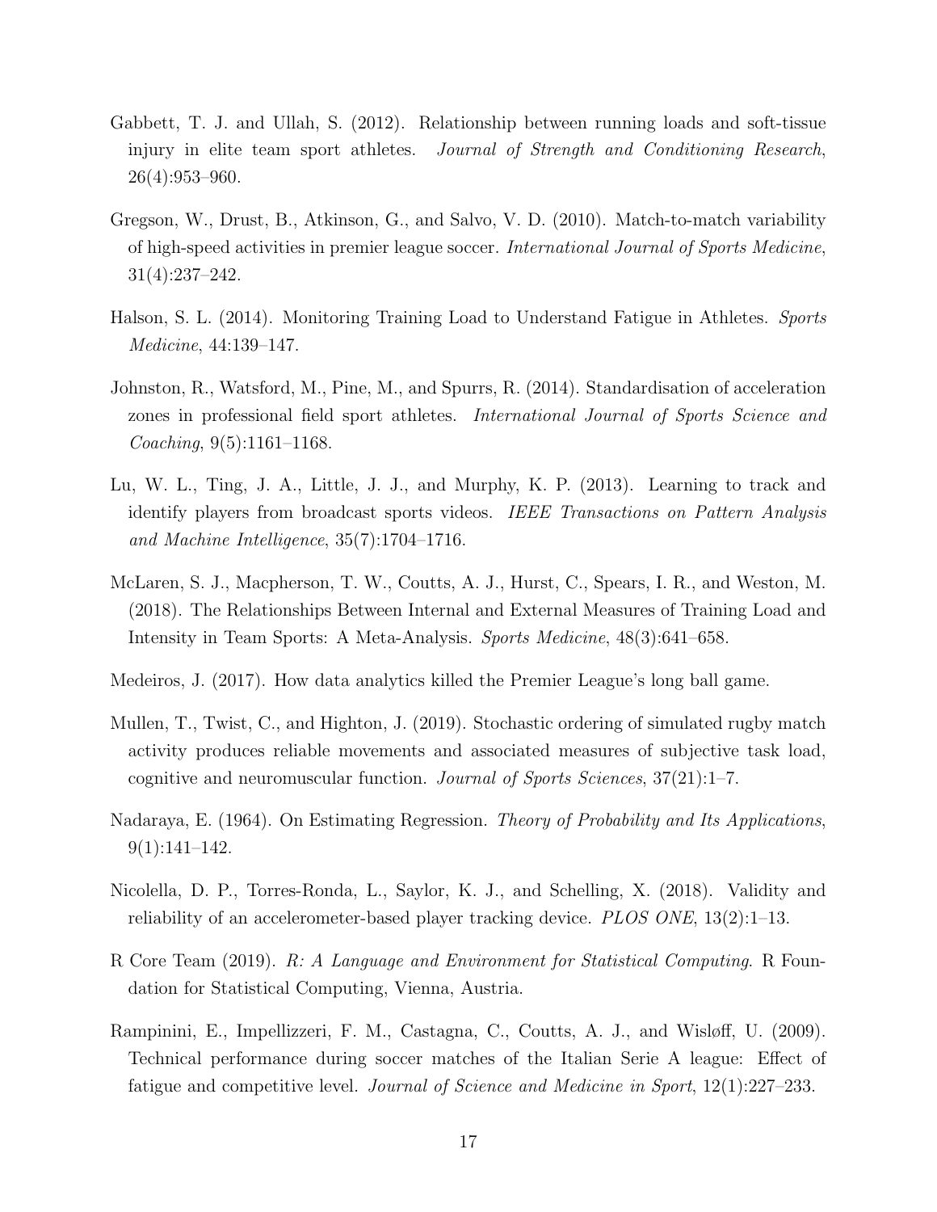Gabbett, T. J. and Ullah, S. (2012). Relationship between running loads and soft-tissue injury in elite team sport athletes. *Journal of Strength and Conditioning Research*, 26(4):953–960.

Gregson, W., Drust, B., Atkinson, G., and Salvo, V. D. (2010). Match-to-match variability of high-speed activities in premier league soccer. *International Journal of Sports Medicine*, 31(4):237–242.

Halson, S. L. (2014). Monitoring Training Load to Understand Fatigue in Athletes. *Sports Medicine*, 44:139–147.

Johnston, R., Watsford, M., Pine, M., and Spurrs, R. (2014). Standardisation of acceleration zones in professional field sport athletes. *International Journal of Sports Science and Coaching*, 9(5):1161–1168.

Lu, W. L., Ting, J. A., Little, J. J., and Murphy, K. P. (2013). Learning to track and identify players from broadcast sports videos. *IEEE Transactions on Pattern Analysis and Machine Intelligence*, 35(7):1704–1716.

McLaren, S. J., Macpherson, T. W., Coutts, A. J., Hurst, C., Spears, I. R., and Weston, M. (2018). The Relationships Between Internal and External Measures of Training Load and Intensity in Team Sports: A Meta-Analysis. *Sports Medicine*, 48(3):641–658.

Medeiros, J. (2017). How data analytics killed the Premier League's long ball game.

Mullen, T., Twist, C., and Highton, J. (2019). Stochastic ordering of simulated rugby match activity produces reliable movements and associated measures of subjective task load, cognitive and neuromuscular function. *Journal of Sports Sciences*, 37(21):1–7.

Nadaraya, E. (1964). On Estimating Regression. *Theory of Probability and Its Applications*, 9(1):141–142.

Nicolella, D. P., Torres-Ronda, L., Saylor, K. J., and Schelling, X. (2018). Validity and reliability of an accelerometer-based player tracking device. *PLOS ONE*, 13(2):1–13.

R Core Team (2019). *R: A Language and Environment for Statistical Computing*. R Foundation for Statistical Computing, Vienna, Austria.

Rampinini, E., Impellizzeri, F. M., Castagna, C., Coutts, A. J., and Wisløff, U. (2009). Technical performance during soccer matches of the Italian Serie A league: Effect of fatigue and competitive level. *Journal of Science and Medicine in Sport*, 12(1):227–233.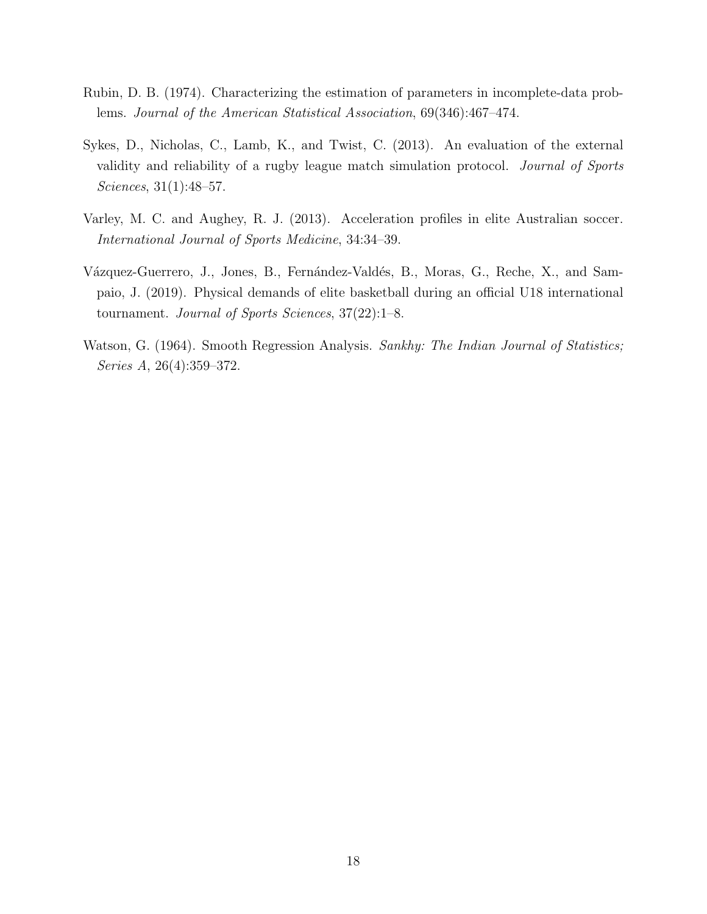Rubin, D. B. (1974). Characterizing the estimation of parameters in incomplete-data problems. *Journal of the American Statistical Association*, 69(346):467–474.

Sykes, D., Nicholas, C., Lamb, K., and Twist, C. (2013). An evaluation of the external validity and reliability of a rugby league match simulation protocol. *Journal of Sports Sciences*, 31(1):48–57.

Varley, M. C. and Aughey, R. J. (2013). Acceleration profiles in elite Australian soccer. *International Journal of Sports Medicine*, 34:34–39.

Vázquez-Guerrero, J., Jones, B., Fernández-Valdés, B., Moras, G., Reche, X., and Sampaio, J. (2019). Physical demands of elite basketball during an official U18 international tournament. *Journal of Sports Sciences*, 37(22):1–8.

Watson, G. (1964). Smooth Regression Analysis. *Sankhy: The Indian Journal of Statistics; Series A*, 26(4):359–372.